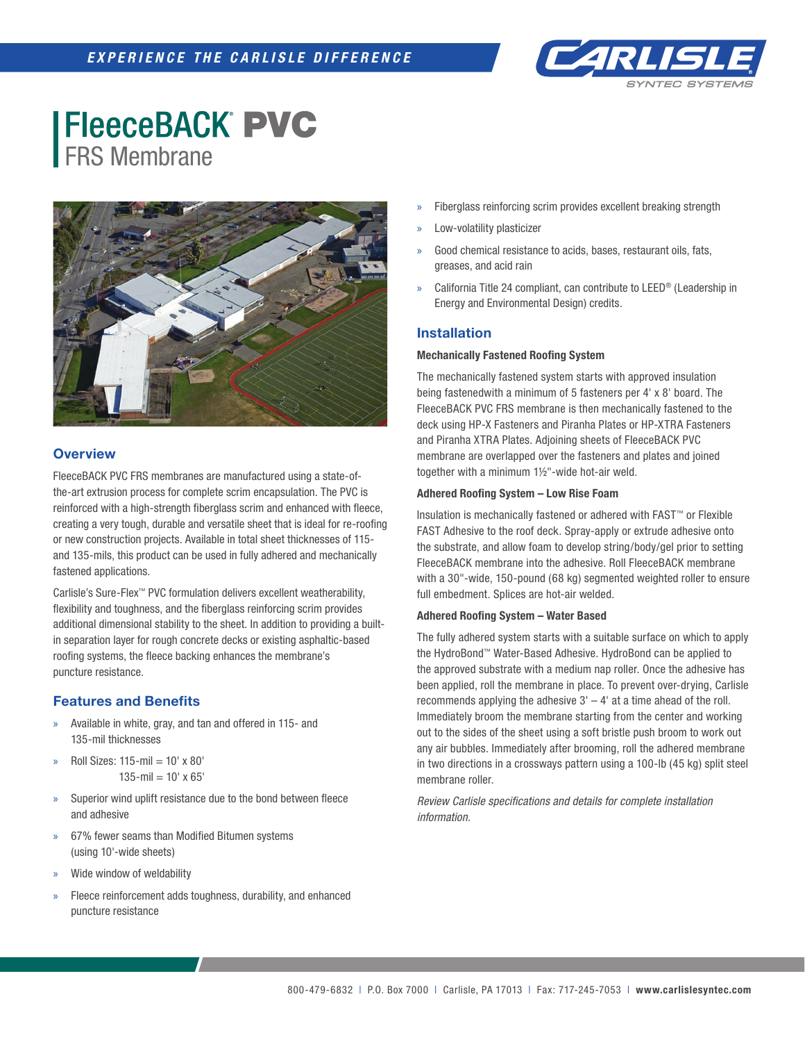# FleeceBACK® PVC

## FRS Membrane

### Overview

FleeceBACK PVC FRS membranes are manufactured using a state-of-the-art extrusion process for complete scrim encapsulation. The PVC is reinforced with a high-strength fiberglass scrim and enhanced with fleece, creating a very tough, durable and versatile sheet that is ideal for re-roofing or new construction projects. Available in total sheet thicknesses of 115- and 135-mils, this product can be used in fully adhered and mechanically fastened applications.

Carlisle's Sure-Flex™ PVC formulation delivers excellent weatherability, flexibility and toughness, and the fiberglass reinforcing scrim provides additional dimensional stability to the sheet. In addition to providing a built-in separation layer for rough concrete decks or existing asphaltic-based roofing systems, the fleece backing enhances the membrane's puncture resistance.

### Features and Benefits

- Available in white, gray, and tan and offered in 115- and 135-mil thicknesses
- Roll Sizes: 115-mil = 10' x 80'
  135-mil = 10' x 65'
- Superior wind uplift resistance due to the bond between fleece and adhesive
- 67% fewer seams than Modified Bitumen systems (using 10'-wide sheets)
- Wide window of weldability
- Fleece reinforcement adds toughness, durability, and enhanced puncture resistance
- Fiberglass reinforcing scrim provides excellent breaking strength
- Low-volatility plasticizer
- Good chemical resistance to acids, bases, restaurant oils, fats, greases, and acid rain
- California Title 24 compliant, can contribute to LEED® (Leadership in Energy and Environmental Design) credits.

### Installation

**Mechanically Fastened Roofing System**

The mechanically fastened system starts with approved insulation being fastenedwith a minimum of 5 fasteners per 4' x 8' board. The FleeceBACK PVC FRS membrane is then mechanically fastened to the deck using HP-X Fasteners and Piranha Plates or HP-XTRA Fasteners and Piranha XTRA Plates. Adjoining sheets of FleeceBACK PVC membrane are overlapped over the fasteners and plates and joined together with a minimum 1½"-wide hot-air weld.

**Adhered Roofing System – Low Rise Foam**

Insulation is mechanically fastened or adhered with FAST™ or Flexible FAST Adhesive to the roof deck. Spray-apply or extrude adhesive onto the substrate, and allow foam to develop string/body/gel prior to setting FleeceBACK membrane into the adhesive. Roll FleeceBACK membrane with a 30"-wide, 150-pound (68 kg) segmented weighted roller to ensure full embedment. Splices are hot-air welded.

**Adhered Roofing System – Water Based**

The fully adhered system starts with a suitable surface on which to apply the HydroBond™ Water-Based Adhesive. HydroBond can be applied to the approved substrate with a medium nap roller. Once the adhesive has been applied, roll the membrane in place. To prevent over-drying, Carlisle recommends applying the adhesive 3' – 4' at a time ahead of the roll. Immediately broom the membrane starting from the center and working out to the sides of the sheet using a soft bristle push broom to work out any air bubbles. Immediately after brooming, roll the adhered membrane in two directions in a crossways pattern using a 100-lb (45 kg) split steel membrane roller.

*Review Carlisle specifications and details for complete installation information.*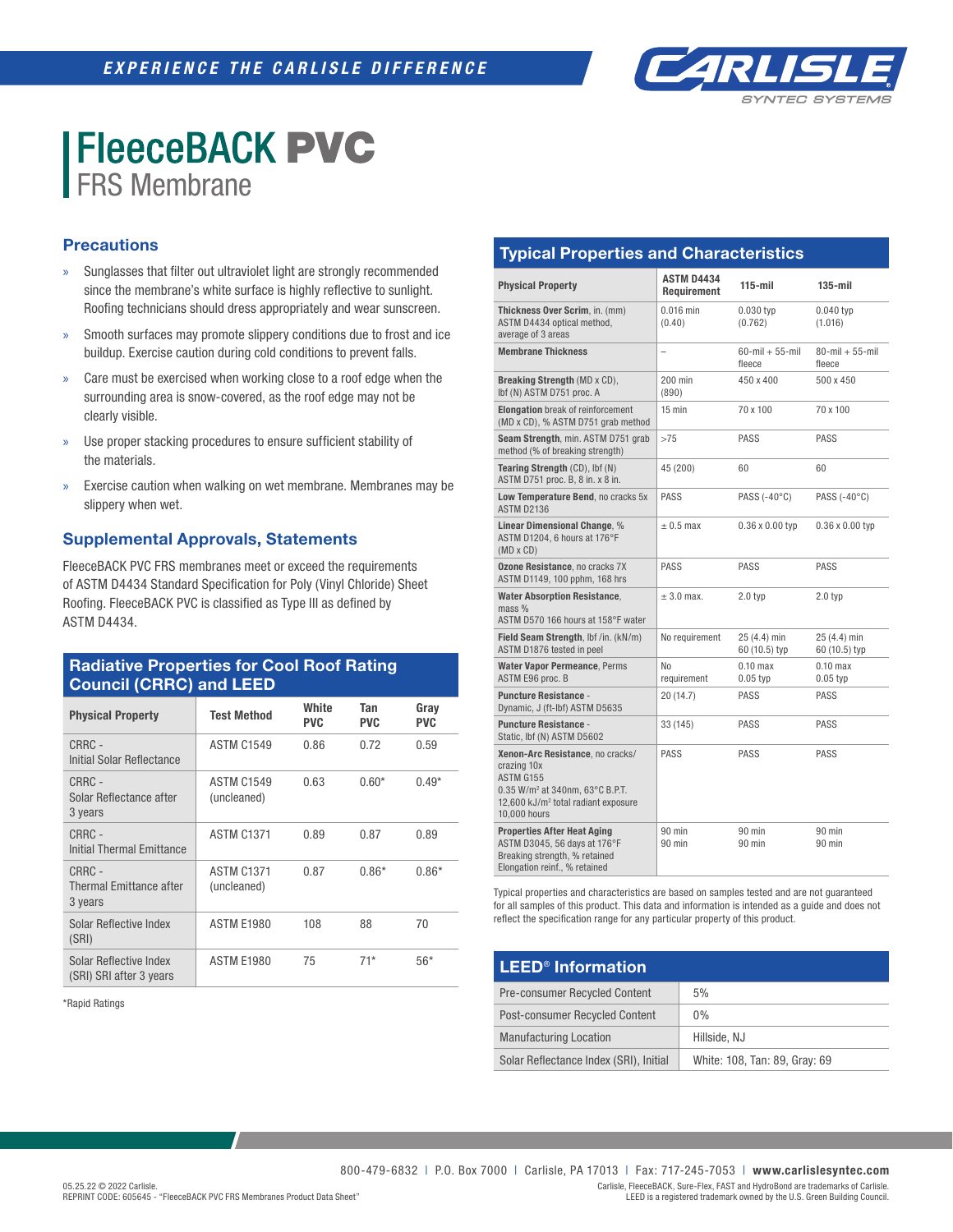# FleeceBACK PVC
## FRS Membrane

### Precautions

- Sunglasses that filter out ultraviolet light are strongly recommended since the membrane's white surface is highly reflective to sunlight. Roofing technicians should dress appropriately and wear sunscreen.
- Smooth surfaces may promote slippery conditions due to frost and ice buildup. Exercise caution during cold conditions to prevent falls.
- Care must be exercised when working close to a roof edge when the surrounding area is snow-covered, as the roof edge may not be clearly visible.
- Use proper stacking procedures to ensure sufficient stability of the materials.
- Exercise caution when walking on wet membrane. Membranes may be slippery when wet.

### Supplemental Approvals, Statements

FleeceBACK PVC FRS membranes meet or exceed the requirements of ASTM D4434 Standard Specification for Poly (Vinyl Chloride) Sheet Roofing. FleeceBACK PVC is classified as Type III as defined by ASTM D4434.

### Radiative Properties for Cool Roof Rating Council (CRRC) and LEED

| Physical Property | Test Method | White PVC | Tan PVC | Gray PVC |
|---|---|---|---|---|
| CRRC - Initial Solar Reflectance | ASTM C1549 | 0.86 | 0.72 | 0.59 |
| CRRC - Solar Reflectance after 3 years | ASTM C1549 (uncleaned) | 0.63 | 0.60* | 0.49* |
| CRRC - Initial Thermal Emittance | ASTM C1371 | 0.89 | 0.87 | 0.89 |
| CRRC - Thermal Emittance after 3 years | ASTM C1371 (uncleaned) | 0.87 | 0.86* | 0.86* |
| Solar Reflective Index (SRI) | ASTM E1980 | 108 | 88 | 70 |
| Solar Reflective Index (SRI) SRI after 3 years | ASTM E1980 | 75 | 71* | 56* |

*Rapid Ratings

### Typical Properties and Characteristics

| Physical Property | ASTM D4434 Requirement | 115-mil | 135-mil |
|---|---|---|---|
| **Thickness Over Scrim**, in. (mm) ASTM D4434 optical method, average of 3 areas | 0.016 min (0.40) | 0.030 typ (0.762) | 0.040 typ (1.016) |
| **Membrane Thickness** | – | 60-mil + 55-mil fleece | 80-mil + 55-mil fleece |
| **Breaking Strength** (MD x CD), lbf (N) ASTM D751 proc. A | 200 min (890) | 450 x 400 | 500 x 450 |
| **Elongation** break of reinforcement (MD x CD), % ASTM D751 grab method | 15 min | 70 x 100 | 70 x 100 |
| **Seam Strength**, min. ASTM D751 grab method (% of breaking strength) | >75 | PASS | PASS |
| **Tearing Strength** (CD), lbf (N) ASTM D751 proc. B, 8 in. x 8 in. | 45 (200) | 60 | 60 |
| **Low Temperature Bend**, no cracks 5x ASTM D2136 | PASS | PASS (-40°C) | PASS (-40°C) |
| **Linear Dimensional Change**, % ASTM D1204, 6 hours at 176°F (MD x CD) | ± 0.5 max | 0.36 x 0.00 typ | 0.36 x 0.00 typ |
| **Ozone Resistance**, no cracks 7X ASTM D1149, 100 pphm, 168 hrs | PASS | PASS | PASS |
| **Water Absorption Resistance**, mass % ASTM D570 166 hours at 158°F water | ± 3.0 max. | 2.0 typ | 2.0 typ |
| **Field Seam Strength**, lbf /in. (kN/m) ASTM D1876 tested in peel | No requirement | 25 (4.4) min 60 (10.5) typ | 25 (4.4) min 60 (10.5) typ |
| **Water Vapor Permeance**, Perms ASTM E96 proc. B | No requirement | 0.10 max 0.05 typ | 0.10 max 0.05 typ |
| **Puncture Resistance** - Dynamic, J (ft-lbf) ASTM D5635 | 20 (14.7) | PASS | PASS |
| **Puncture Resistance** - Static, lbf (N) ASTM D5602 | 33 (145) | PASS | PASS |
| **Xenon-Arc Resistance**, no cracks/crazing 10x ASTM G155 0.35 W/m² at 340nm, 63°C B.P.T. 12,600 kJ/m² total radiant exposure 10,000 hours | PASS | PASS | PASS |
| **Properties After Heat Aging** ASTM D3045, 56 days at 176°F Breaking strength, % retained Elongation reinf., % retained | 90 min 90 min | 90 min 90 min | 90 min 90 min |

Typical properties and characteristics are based on samples tested and are not guaranteed for all samples of this product. This data and information is intended as a guide and does not reflect the specification range for any particular property of this product.

### LEED® Information

| | |
|---|---|
| Pre-consumer Recycled Content | 5% |
| Post-consumer Recycled Content | 0% |
| Manufacturing Location | Hillside, NJ |
| Solar Reflectance Index (SRI), Initial | White: 108, Tan: 89, Gray: 69 |

800-479-6832 | P.O. Box 7000 | Carlisle, PA 17013 | Fax: 717-245-7053 | www.carlislesyntec.com

05.25.22 © 2022 Carlisle.
REPRINT CODE: 605645 - "FleeceBACK PVC FRS Membranes Product Data Sheet"

Carlisle, FleeceBACK, Sure-Flex, FAST and HydroBond are trademarks of Carlisle.
LEED is a registered trademark owned by the U.S. Green Building Council.